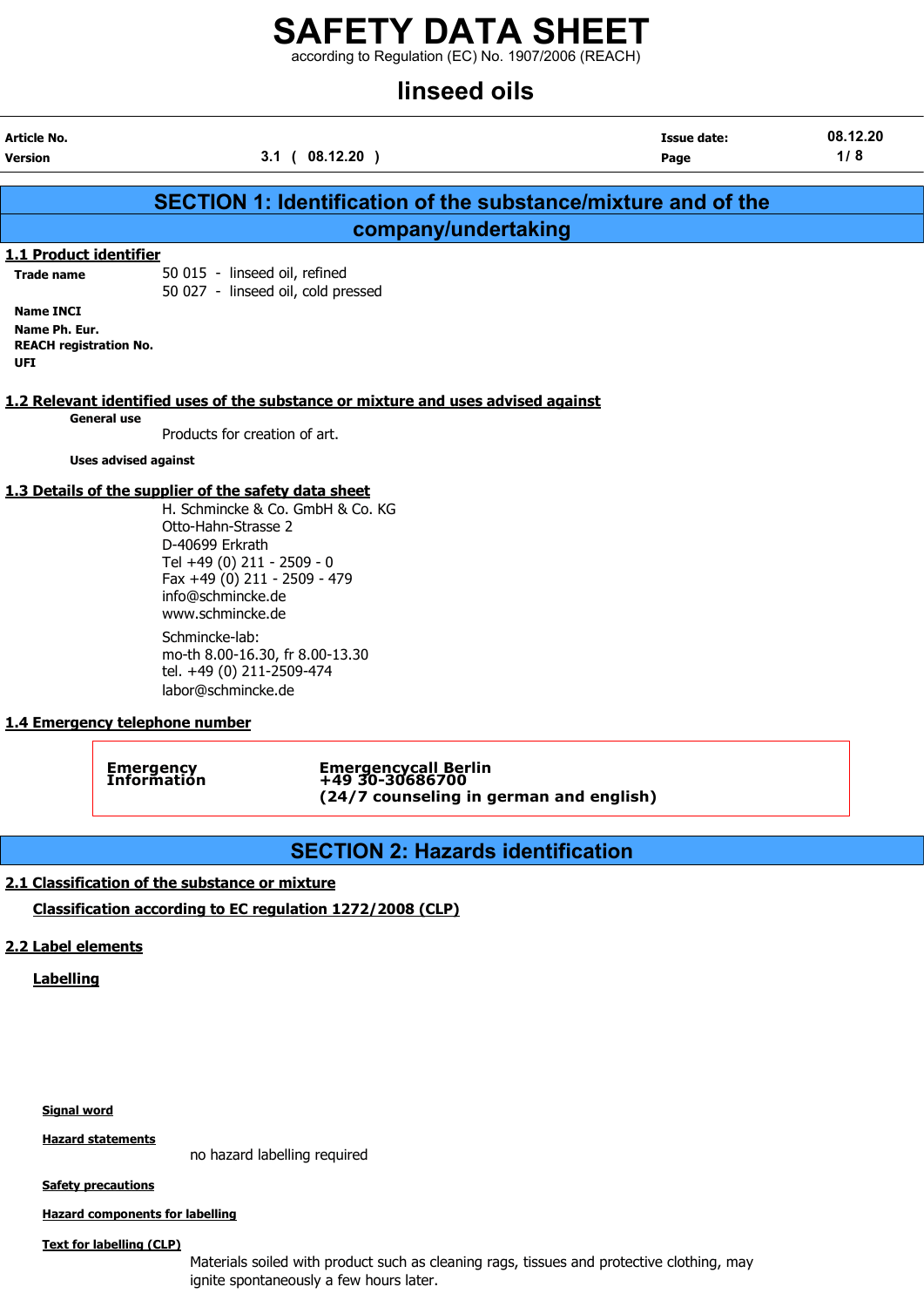# SAFETY DATA SHEET

according to Regulation (EC) No. 1907/2006 (REACH)

# linseed oils

| | | | |
|---|---|---|---|
| **Article No.** | | **Issue date:** | 08.12.20 |
| **Version** | 3.1 ( 08.12.20 ) | **Page** | 1 / 8 |

## SECTION 1: Identification of the substance/mixture and of the company/undertaking

### 1.1 Product identifier

**Trade name**
50 015 - linseed oil, refined
50 027 - linseed oil, cold pressed

**Name INCI**

**Name Ph. Eur.**

**REACH registration No.**

**UFI**

### 1.2 Relevant identified uses of the substance or mixture and uses advised against

**General use**

Products for creation of art.

**Uses advised against**

### 1.3 Details of the supplier of the safety data sheet

H. Schmincke & Co. GmbH & Co. KG
Otto-Hahn-Strasse 2
D-40699 Erkrath
Tel +49 (0) 211 - 2509 - 0
Fax +49 (0) 211 - 2509 - 479
info@schmincke.de
www.schmincke.de

Schmincke-lab:
mo-th 8.00-16.30, fr 8.00-13.30
tel. +49 (0) 211-2509-474
labor@schmincke.de

### 1.4 Emergency telephone number

| | |
|---|---|
| **Emergency Information** | **Emergencycall Berlin** **+49 30-30686700** **(24/7 counseling in german and english)** |

## SECTION 2: Hazards identification

### 2.1 Classification of the substance or mixture

**Classification according to EC regulation 1272/2008 (CLP)**

### 2.2 Label elements

**Labelling**

**Signal word**

**Hazard statements**

no hazard labelling required

**Safety precautions**

**Hazard components for labelling**

**Text for labelling (CLP)**

Materials soiled with product such as cleaning rags, tissues and protective clothing, may ignite spontaneously a few hours later.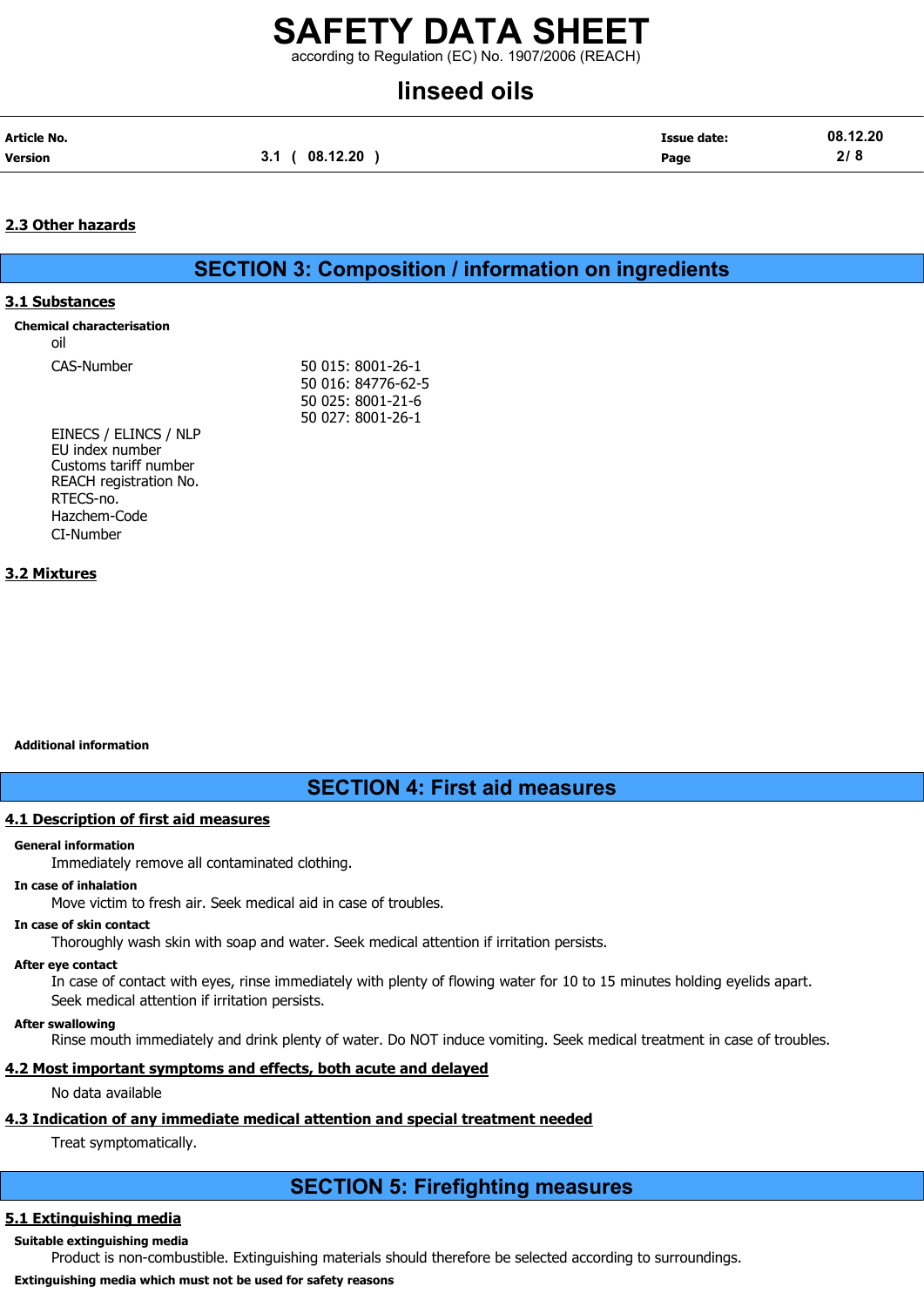### 2.3 Other hazards

## SECTION 3: Composition / information on ingredients

### 3.1 Substances

**Chemical characterisation**

oil

| | |
|---|---|
| CAS-Number | 50 015: 8001-26-1<br>50 016: 84776-62-5<br>50 025: 8001-21-6<br>50 027: 8001-26-1 |
| EINECS / ELINCS / NLP | |
| EU index number | |
| Customs tariff number | |
| REACH registration No. | |
| RTECS-no. | |
| Hazchem-Code | |
| CI-Number | |

### 3.2 Mixtures

**Additional information**

## SECTION 4: First aid measures

### 4.1 Description of first aid measures

**General information**

Immediately remove all contaminated clothing.

**In case of inhalation**

Move victim to fresh air. Seek medical aid in case of troubles.

**In case of skin contact**

Thoroughly wash skin with soap and water. Seek medical attention if irritation persists.

**After eye contact**

In case of contact with eyes, rinse immediately with plenty of flowing water for 10 to 15 minutes holding eyelids apart. Seek medical attention if irritation persists.

**After swallowing**

Rinse mouth immediately and drink plenty of water. Do NOT induce vomiting. Seek medical treatment in case of troubles.

### 4.2 Most important symptoms and effects, both acute and delayed

No data available

### 4.3 Indication of any immediate medical attention and special treatment needed

Treat symptomatically.

## SECTION 5: Firefighting measures

### 5.1 Extinguishing media

**Suitable extinguishing media**

Product is non-combustible. Extinguishing materials should therefore be selected according to surroundings.

**Extinguishing media which must not be used for safety reasons**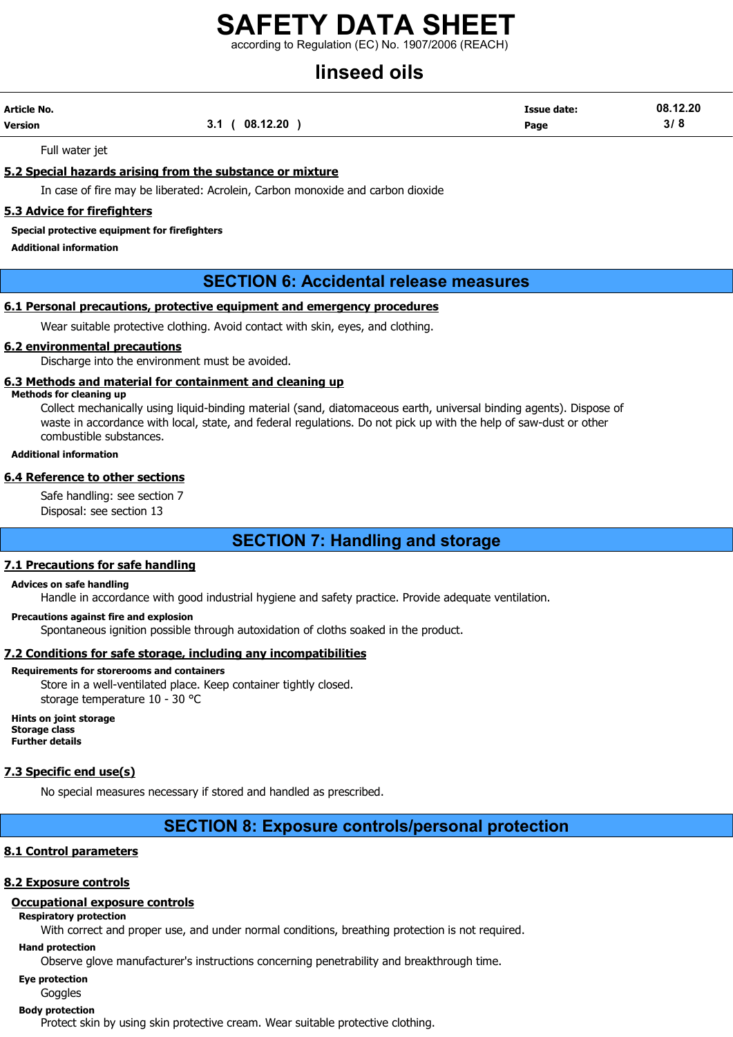Full water jet

### 5.2 Special hazards arising from the substance or mixture

In case of fire may be liberated: Acrolein, Carbon monoxide and carbon dioxide

### 5.3 Advice for firefighters

**Special protective equipment for firefighters**

**Additional information**

## SECTION 6: Accidental release measures

### 6.1 Personal precautions, protective equipment and emergency procedures

Wear suitable protective clothing. Avoid contact with skin, eyes, and clothing.

### 6.2 environmental precautions

Discharge into the environment must be avoided.

### 6.3 Methods and material for containment and cleaning up

**Methods for cleaning up**

Collect mechanically using liquid-binding material (sand, diatomaceous earth, universal binding agents). Dispose of waste in accordance with local, state, and federal regulations. Do not pick up with the help of saw-dust or other combustible substances.

**Additional information**

### 6.4 Reference to other sections

Safe handling: see section 7
Disposal: see section 13

## SECTION 7: Handling and storage

### 7.1 Precautions for safe handling

**Advices on safe handling**

Handle in accordance with good industrial hygiene and safety practice. Provide adequate ventilation.

**Precautions against fire and explosion**

Spontaneous ignition possible through autoxidation of cloths soaked in the product.

### 7.2 Conditions for safe storage, including any incompatibilities

**Requirements for storerooms and containers**

Store in a well-ventilated place. Keep container tightly closed.
storage temperature 10 - 30 °C

**Hints on joint storage**
**Storage class**
**Further details**

### 7.3 Specific end use(s)

No special measures necessary if stored and handled as prescribed.

## SECTION 8: Exposure controls/personal protection

### 8.1 Control parameters

### 8.2 Exposure controls

**Occupational exposure controls**

**Respiratory protection**

With correct and proper use, and under normal conditions, breathing protection is not required.

**Hand protection**

Observe glove manufacturer's instructions concerning penetrability and breakthrough time.

**Eye protection**

Goggles

**Body protection**

Protect skin by using skin protective cream. Wear suitable protective clothing.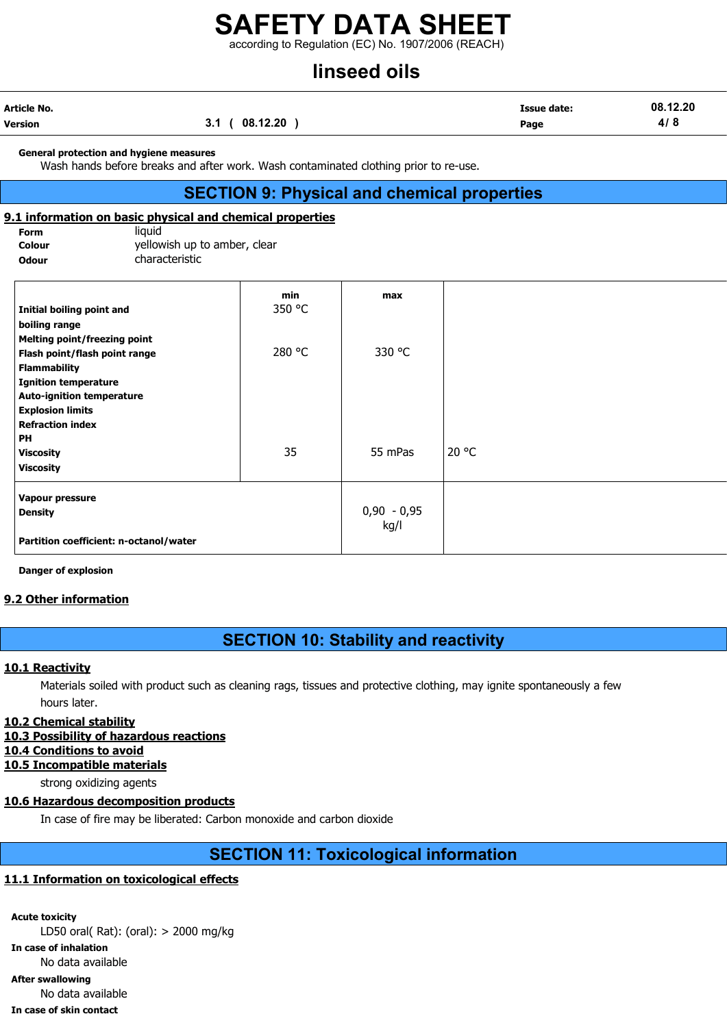**General protection and hygiene measures**

Wash hands before breaks and after work. Wash contaminated clothing prior to re-use.

## SECTION 9: Physical and chemical properties

### 9.1 information on basic physical and chemical properties

**Form** liquid
**Colour** yellowish up to amber, clear
**Odour** characteristic

| | min | max | |
|---|---|---|---|
| **Initial boiling point and boiling range** | 350 °C | | |
| **Melting point/freezing point** | | | |
| **Flash point/flash point range** | 280 °C | 330 °C | |
| **Flammability** | | | |
| **Ignition temperature** | | | |
| **Auto-ignition temperature** | | | |
| **Explosion limits** | | | |
| **Refraction index** | | | |
| **PH** | | | |
| **Viscosity** | 35 | 55 mPas | 20 °C |
| **Viscosity** | | | |

| | | |
|---|---|---|
| **Vapour pressure** | | |
| **Density** | 0,90 - 0,95 kg/l | |
| **Partition coefficient: n-octanol/water** | | |

**Danger of explosion**

### 9.2 Other information

## SECTION 10: Stability and reactivity

### 10.1 Reactivity

Materials soiled with product such as cleaning rags, tissues and protective clothing, may ignite spontaneously a few hours later.

### 10.2 Chemical stability

### 10.3 Possibility of hazardous reactions

### 10.4 Conditions to avoid

### 10.5 Incompatible materials

strong oxidizing agents

### 10.6 Hazardous decomposition products

In case of fire may be liberated: Carbon monoxide and carbon dioxide

## SECTION 11: Toxicological information

### 11.1 Information on toxicological effects

**Acute toxicity**

LD50 oral( Rat): (oral): > 2000 mg/kg

**In case of inhalation**

No data available

**After swallowing**

No data available

**In case of skin contact**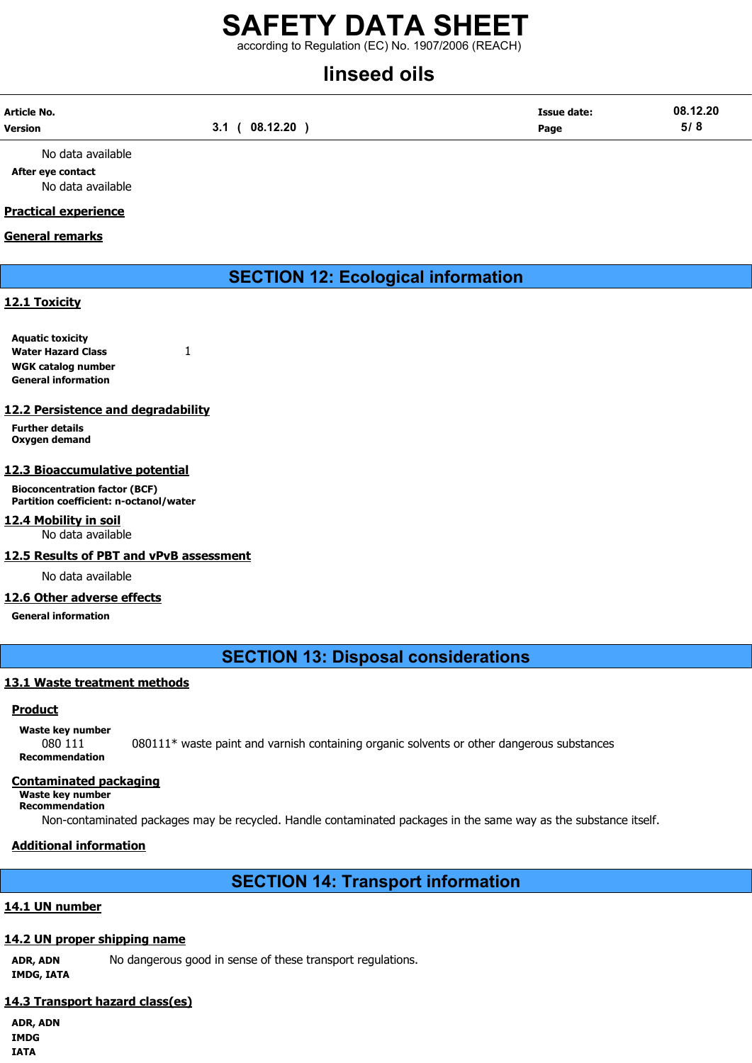No data available

**After eye contact**

No data available

**Practical experience**

**General remarks**

## SECTION 12: Ecological information

### 12.1 Toxicity

**Aquatic toxicity**

**Water Hazard Class** 1

**WGK catalog number**

**General information**

### 12.2 Persistence and degradability

**Further details**

**Oxygen demand**

### 12.3 Bioaccumulative potential

**Bioconcentration factor (BCF)**

**Partition coefficient: n-octanol/water**

### 12.4 Mobility in soil

No data available

### 12.5 Results of PBT and vPvB assessment

No data available

### 12.6 Other adverse effects

**General information**

## SECTION 13: Disposal considerations

### 13.1 Waste treatment methods

**Product**

**Waste key number**

080 111 080111* waste paint and varnish containing organic solvents or other dangerous substances

**Recommendation**

**Contaminated packaging**

**Waste key number**

**Recommendation**

Non-contaminated packages may be recycled. Handle contaminated packages in the same way as the substance itself.

**Additional information**

## SECTION 14: Transport information

### 14.1 UN number

### 14.2 UN proper shipping name

**ADR, ADN** No dangerous good in sense of these transport regulations.

**IMDG, IATA**

### 14.3 Transport hazard class(es)

**ADR, ADN**

**IMDG**

**IATA**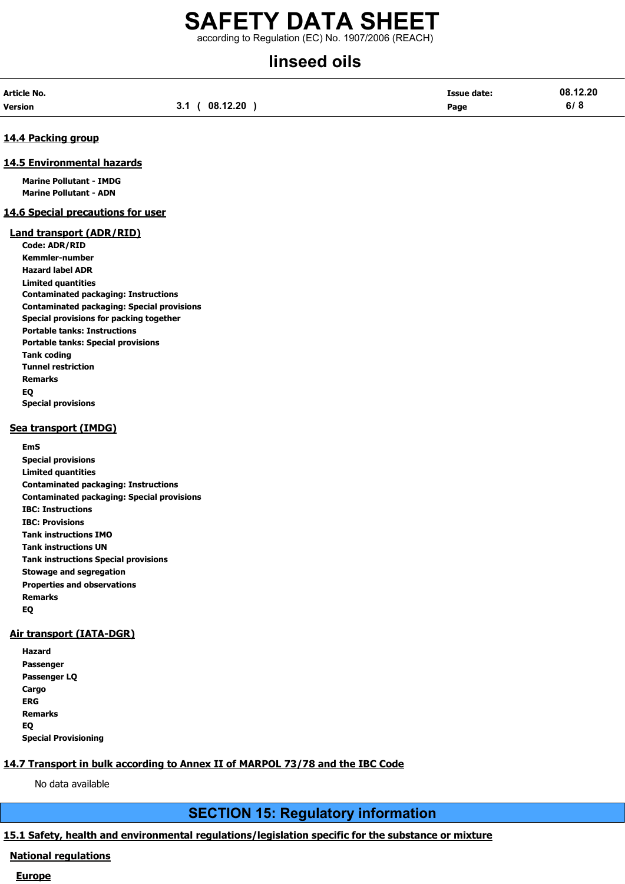## 14.4 Packing group

## 14.5 Environmental hazards

**Marine Pollutant - IMDG**
**Marine Pollutant - ADN**

## 14.6 Special precautions for user

### Land transport (ADR/RID)

**Code: ADR/RID**
**Kemmler-number**
**Hazard label ADR**
**Limited quantities**
**Contaminated packaging: Instructions**
**Contaminated packaging: Special provisions**
**Special provisions for packing together**
**Portable tanks: Instructions**
**Portable tanks: Special provisions**
**Tank coding**
**Tunnel restriction**
**Remarks**
**EQ**
**Special provisions**

### Sea transport (IMDG)

**EmS**
**Special provisions**
**Limited quantities**
**Contaminated packaging: Instructions**
**Contaminated packaging: Special provisions**
**IBC: Instructions**
**IBC: Provisions**
**Tank instructions IMO**
**Tank instructions UN**
**Tank instructions Special provisions**
**Stowage and segregation**
**Properties and observations**
**Remarks**
**EQ**

### Air transport (IATA-DGR)

**Hazard**
**Passenger**
**Passenger LQ**
**Cargo**
**ERG**
**Remarks**
**EQ**
**Special Provisioning**

## 14.7 Transport in bulk according to Annex II of MARPOL 73/78 and the IBC Code

No data available

# SECTION 15: Regulatory information

## 15.1 Safety, health and environmental regulations/legislation specific for the substance or mixture

### National regulations

### Europe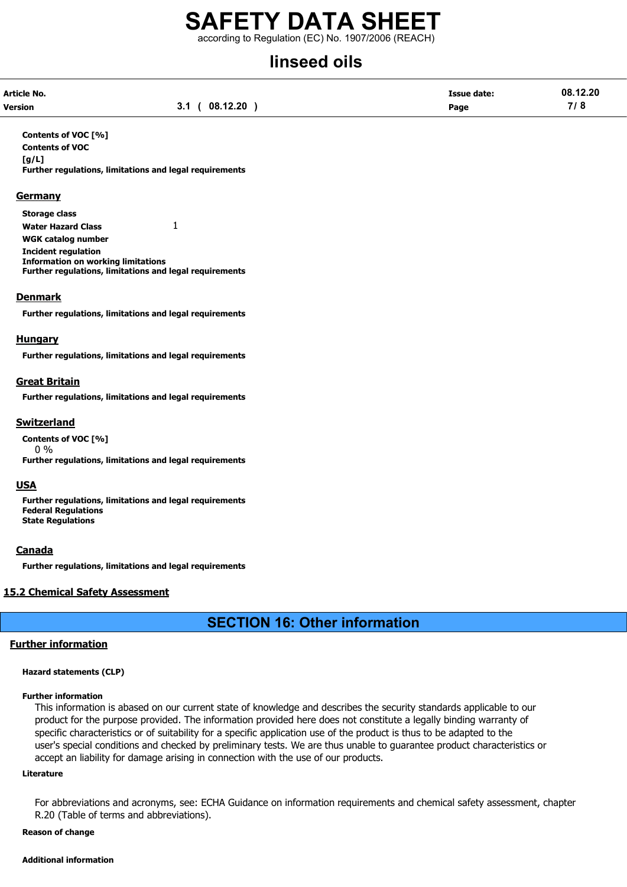**Contents of VOC [%]**

**Contents of VOC [g/L]**

**Further regulations, limitations and legal requirements**

### Germany

**Storage class**

**Water Hazard Class** 1

**WGK catalog number**

**Incident regulation**

**Information on working limitations**

**Further regulations, limitations and legal requirements**

### Denmark

**Further regulations, limitations and legal requirements**

### Hungary

**Further regulations, limitations and legal requirements**

### Great Britain

**Further regulations, limitations and legal requirements**

### Switzerland

**Contents of VOC [%]**

0 %

**Further regulations, limitations and legal requirements**

### USA

**Further regulations, limitations and legal requirements**

**Federal Regulations**

**State Regulations**

### Canada

**Further regulations, limitations and legal requirements**

### 15.2 Chemical Safety Assessment

## SECTION 16: Other information

### Further information

**Hazard statements (CLP)**

**Further information**

This information is abased on our current state of knowledge and describes the security standards applicable to our product for the purpose provided. The information provided here does not constitute a legally binding warranty of specific characteristics or of suitability for a specific application use of the product is thus to be adapted to the user's special conditions and checked by preliminary tests. We are thus unable to guarantee product characteristics or accept an liability for damage arising in connection with the use of our products.

**Literature**

For abbreviations and acronyms, see: ECHA Guidance on information requirements and chemical safety assessment, chapter R.20 (Table of terms and abbreviations).

**Reason of change**

**Additional information**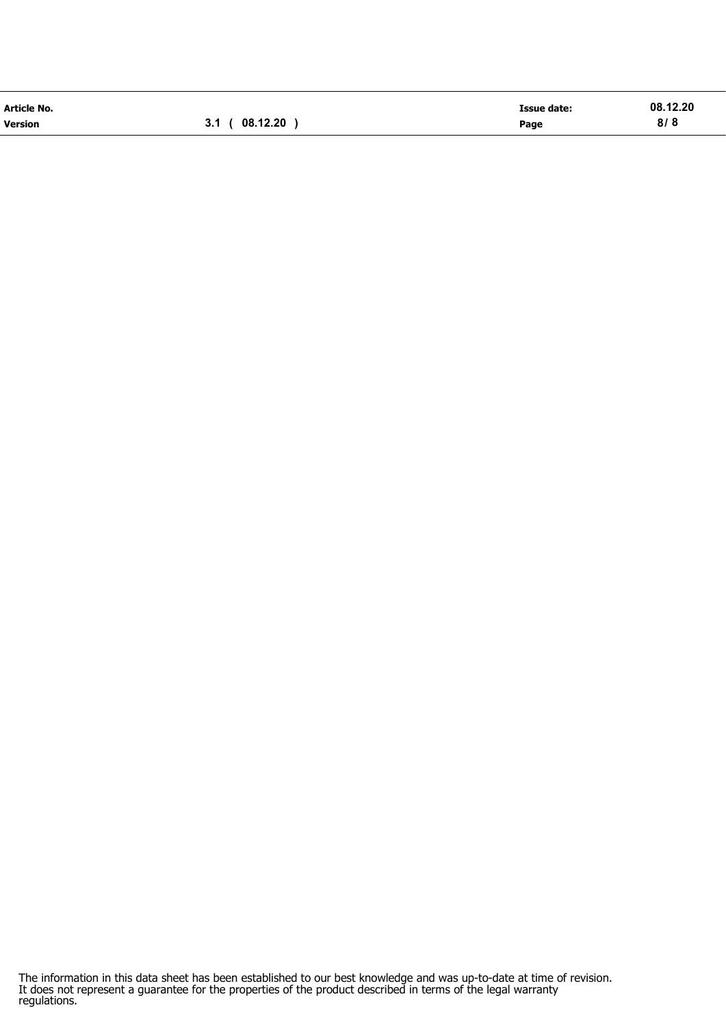The information in this data sheet has been established to our best knowledge and was up-to-date at time of revision. It does not represent a guarantee for the properties of the product described in terms of the legal warranty regulations.